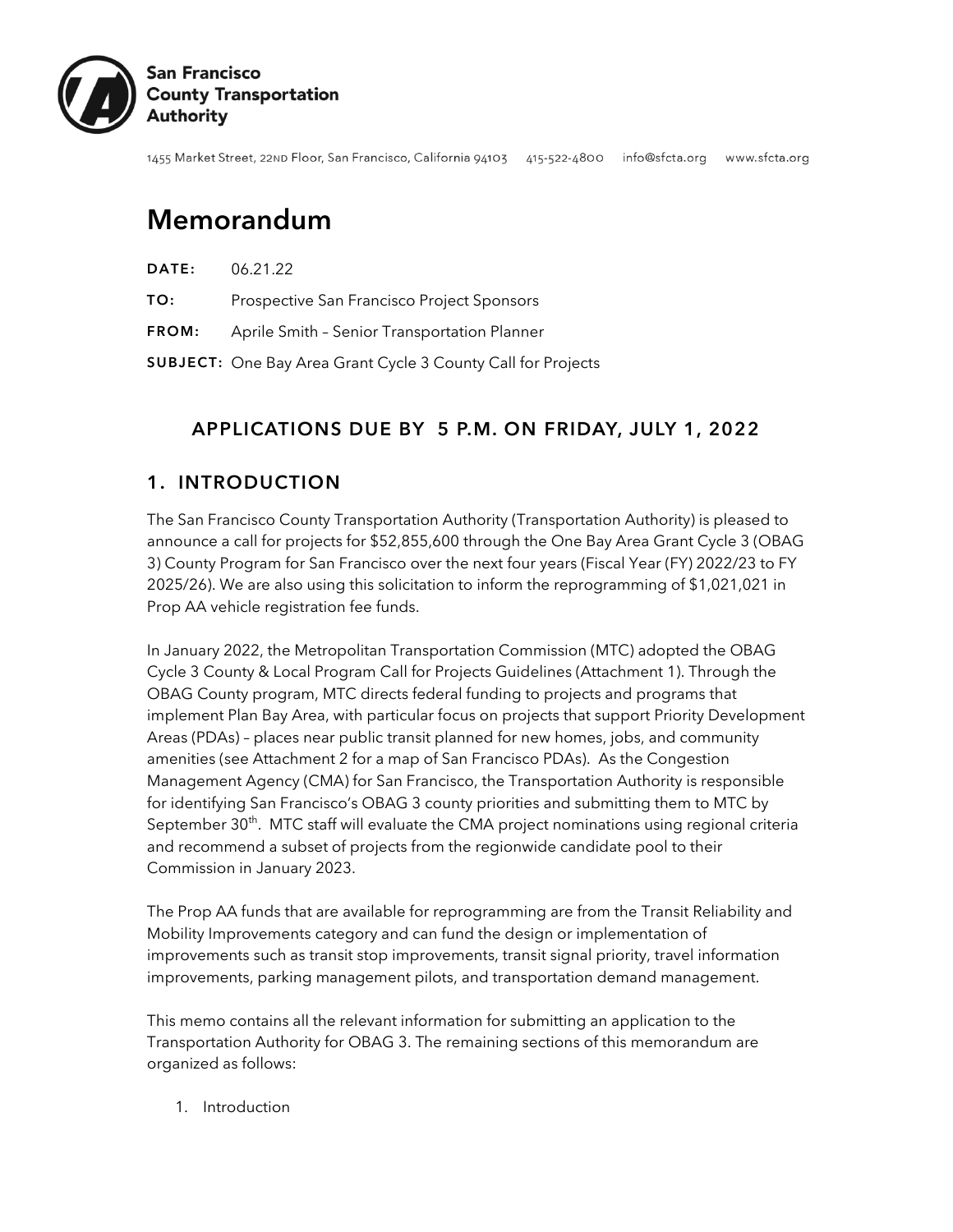**San Francisco County Transportation Authority**

1455 Market Street, 22ND Floor, San Francisco, California 94103 415-522-4800 info@sfcta.org www.sfcta.org

# Memorandum

**DATE:** 06.21.22

**TO:** Prospective San Francisco Project Sponsors

**FROM:** Aprile Smith – Senior Transportation Planner

**SUBJECT:** One Bay Area Grant Cycle 3 County Call for Projects

### APPLICATIONS DUE BY 5 P.M. ON FRIDAY, JULY 1, 2022

## 1. INTRODUCTION

The San Francisco County Transportation Authority (Transportation Authority) is pleased to announce a call for projects for $52,855,600 through the One Bay Area Grant Cycle 3 (OBAG 3) County Program for San Francisco over the next four years (Fiscal Year (FY) 2022/23 to FY 2025/26). We are also using this solicitation to inform the reprogramming of $1,021,021 in Prop AA vehicle registration fee funds.

In January 2022, the Metropolitan Transportation Commission (MTC) adopted the OBAG Cycle 3 County & Local Program Call for Projects Guidelines (Attachment 1). Through the OBAG County program, MTC directs federal funding to projects and programs that implement Plan Bay Area, with particular focus on projects that support Priority Development Areas (PDAs) – places near public transit planned for new homes, jobs, and community amenities (see Attachment 2 for a map of San Francisco PDAs). As the Congestion Management Agency (CMA) for San Francisco, the Transportation Authority is responsible for identifying San Francisco's OBAG 3 county priorities and submitting them to MTC by September 30th. MTC staff will evaluate the CMA project nominations using regional criteria and recommend a subset of projects from the regionwide candidate pool to their Commission in January 2023.

The Prop AA funds that are available for reprogramming are from the Transit Reliability and Mobility Improvements category and can fund the design or implementation of improvements such as transit stop improvements, transit signal priority, travel information improvements, parking management pilots, and transportation demand management.

This memo contains all the relevant information for submitting an application to the Transportation Authority for OBAG 3. The remaining sections of this memorandum are organized as follows:

1. Introduction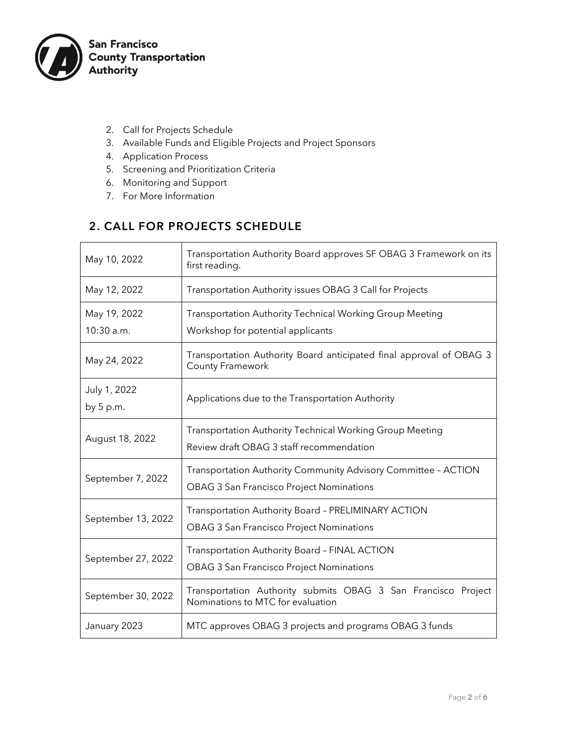2. Call for Projects Schedule
3. Available Funds and Eligible Projects and Project Sponsors
4. Application Process
5. Screening and Prioritization Criteria
6. Monitoring and Support
7. For More Information

## 2. CALL FOR PROJECTS SCHEDULE

| | |
|---|---|
| May 10, 2022 | Transportation Authority Board approves SF OBAG 3 Framework on its first reading. |
| May 12, 2022 | Transportation Authority issues OBAG 3 Call for Projects |
| May 19, 2022<br>10:30 a.m. | Transportation Authority Technical Working Group Meeting<br>Workshop for potential applicants |
| May 24, 2022 | Transportation Authority Board anticipated final approval of OBAG 3 County Framework |
| July 1, 2022<br>by 5 p.m. | Applications due to the Transportation Authority |
| August 18, 2022 | Transportation Authority Technical Working Group Meeting<br>Review draft OBAG 3 staff recommendation |
| September 7, 2022 | Transportation Authority Community Advisory Committee – ACTION<br>OBAG 3 San Francisco Project Nominations |
| September 13, 2022 | Transportation Authority Board – PRELIMINARY ACTION<br>OBAG 3 San Francisco Project Nominations |
| September 27, 2022 | Transportation Authority Board – FINAL ACTION<br>OBAG 3 San Francisco Project Nominations |
| September 30, 2022 | Transportation Authority submits OBAG 3 San Francisco Project Nominations to MTC for evaluation |
| January 2023 | MTC approves OBAG 3 projects and programs OBAG 3 funds |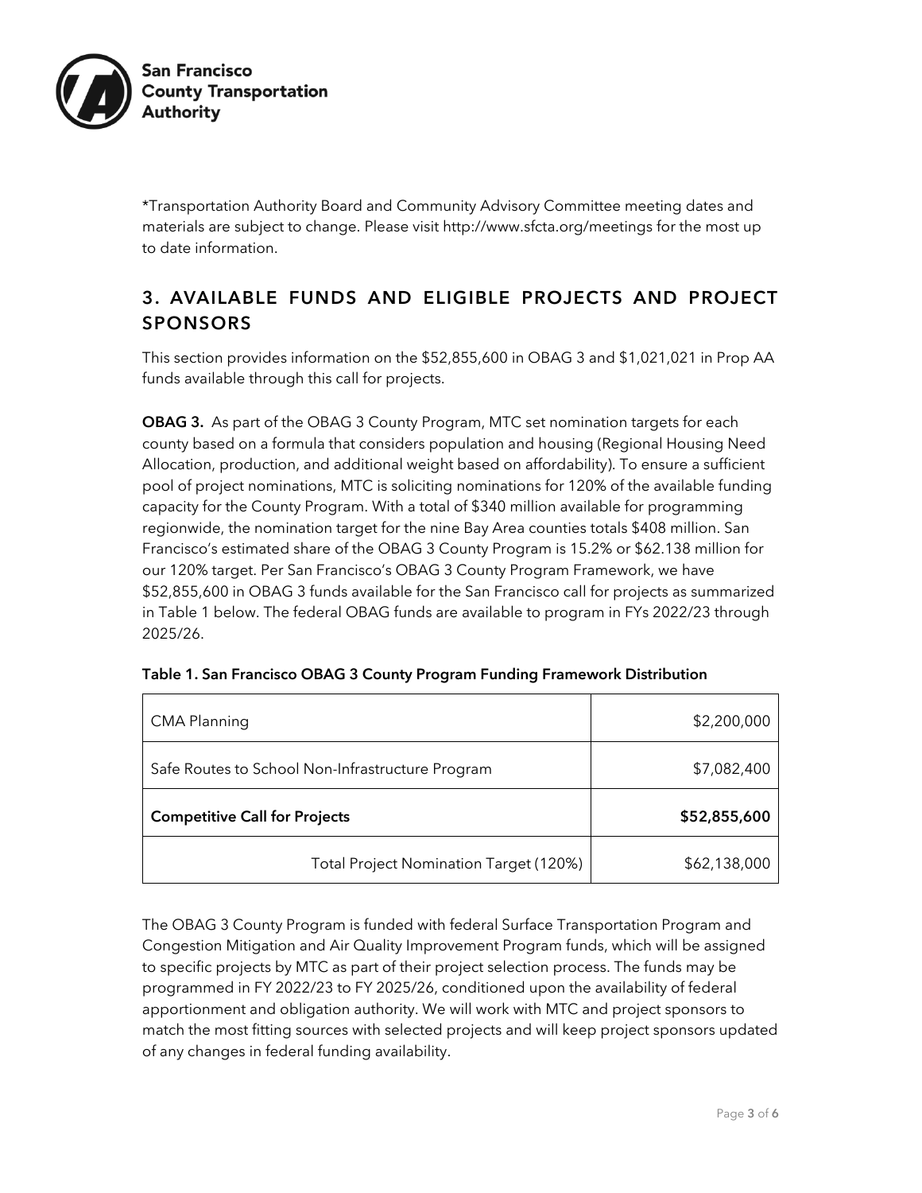*Transportation Authority Board and Community Advisory Committee meeting dates and materials are subject to change. Please visit http://www.sfcta.org/meetings for the most up to date information.

## 3. AVAILABLE FUNDS AND ELIGIBLE PROJECTS AND PROJECT SPONSORS

This section provides information on the $52,855,600 in OBAG 3 and $1,021,021 in Prop AA funds available through this call for projects.

**OBAG 3.** As part of the OBAG 3 County Program, MTC set nomination targets for each county based on a formula that considers population and housing (Regional Housing Need Allocation, production, and additional weight based on affordability). To ensure a sufficient pool of project nominations, MTC is soliciting nominations for 120% of the available funding capacity for the County Program. With a total of $340 million available for programming regionwide, the nomination target for the nine Bay Area counties totals $408 million. San Francisco's estimated share of the OBAG 3 County Program is 15.2% or $62.138 million for our 120% target. Per San Francisco's OBAG 3 County Program Framework, we have $52,855,600 in OBAG 3 funds available for the San Francisco call for projects as summarized in Table 1 below. The federal OBAG funds are available to program in FYs 2022/23 through 2025/26.

**Table 1. San Francisco OBAG 3 County Program Funding Framework Distribution**

| | |
|---|---:|
| CMA Planning | $2,200,000 |
| Safe Routes to School Non-Infrastructure Program | $7,082,400 |
| **Competitive Call for Projects** | **$52,855,600** |
| Total Project Nomination Target (120%) | $62,138,000 |

The OBAG 3 County Program is funded with federal Surface Transportation Program and Congestion Mitigation and Air Quality Improvement Program funds, which will be assigned to specific projects by MTC as part of their project selection process. The funds may be programmed in FY 2022/23 to FY 2025/26, conditioned upon the availability of federal apportionment and obligation authority. We will work with MTC and project sponsors to match the most fitting sources with selected projects and will keep project sponsors updated of any changes in federal funding availability.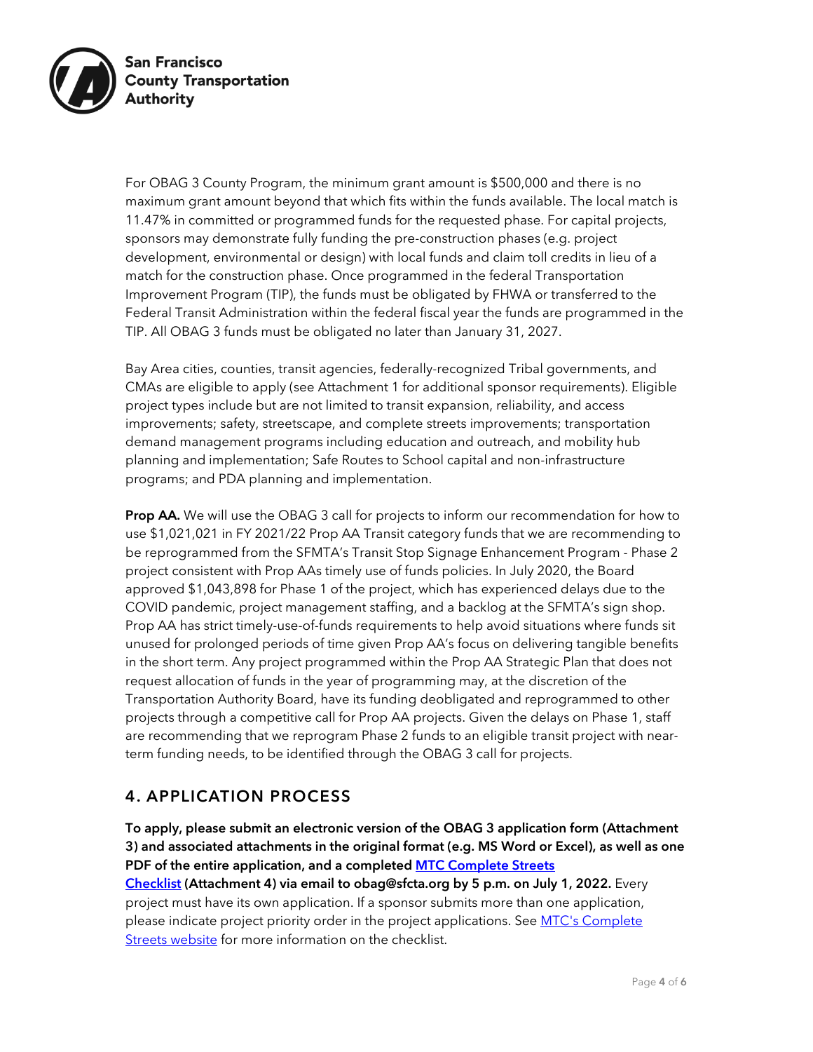For OBAG 3 County Program, the minimum grant amount is $500,000 and there is no maximum grant amount beyond that which fits within the funds available. The local match is 11.47% in committed or programmed funds for the requested phase. For capital projects, sponsors may demonstrate fully funding the pre-construction phases (e.g. project development, environmental or design) with local funds and claim toll credits in lieu of a match for the construction phase. Once programmed in the federal Transportation Improvement Program (TIP), the funds must be obligated by FHWA or transferred to the Federal Transit Administration within the federal fiscal year the funds are programmed in the TIP. All OBAG 3 funds must be obligated no later than January 31, 2027.

Bay Area cities, counties, transit agencies, federally-recognized Tribal governments, and CMAs are eligible to apply (see Attachment 1 for additional sponsor requirements). Eligible project types include but are not limited to transit expansion, reliability, and access improvements; safety, streetscape, and complete streets improvements; transportation demand management programs including education and outreach, and mobility hub planning and implementation; Safe Routes to School capital and non-infrastructure programs; and PDA planning and implementation.

**Prop AA.** We will use the OBAG 3 call for projects to inform our recommendation for how to use $1,021,021 in FY 2021/22 Prop AA Transit category funds that we are recommending to be reprogrammed from the SFMTA's Transit Stop Signage Enhancement Program - Phase 2 project consistent with Prop AAs timely use of funds policies. In July 2020, the Board approved $1,043,898 for Phase 1 of the project, which has experienced delays due to the COVID pandemic, project management staffing, and a backlog at the SFMTA's sign shop. Prop AA has strict timely-use-of-funds requirements to help avoid situations where funds sit unused for prolonged periods of time given Prop AA's focus on delivering tangible benefits in the short term. Any project programmed within the Prop AA Strategic Plan that does not request allocation of funds in the year of programming may, at the discretion of the Transportation Authority Board, have its funding deobligated and reprogrammed to other projects through a competitive call for Prop AA projects. Given the delays on Phase 1, staff are recommending that we reprogram Phase 2 funds to an eligible transit project with near-term funding needs, to be identified through the OBAG 3 call for projects.

## 4. APPLICATION PROCESS

**To apply, please submit an electronic version of the OBAG 3 application form (Attachment 3) and associated attachments in the original format (e.g. MS Word or Excel), as well as one PDF of the entire application, and a completed MTC Complete Streets Checklist (Attachment 4) via email to obag@sfcta.org by 5 p.m. on July 1, 2022.** Every project must have its own application. If a sponsor submits more than one application, please indicate project priority order in the project applications. See MTC's Complete Streets website for more information on the checklist.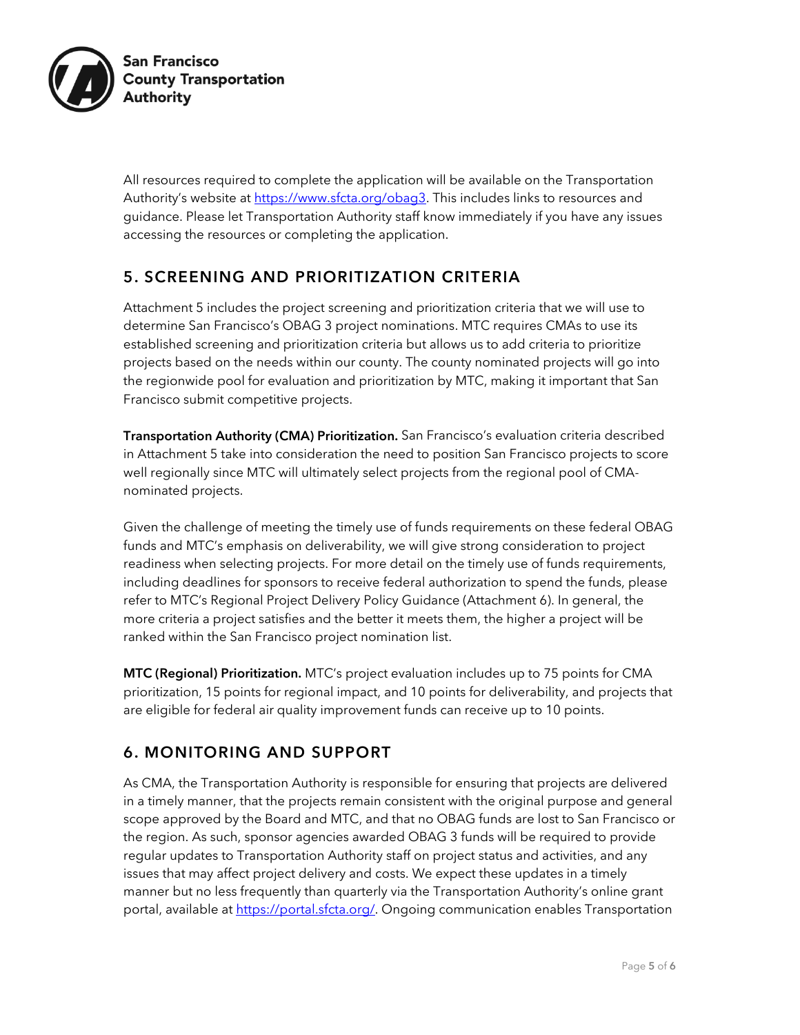All resources required to complete the application will be available on the Transportation Authority's website at https://www.sfcta.org/obag3. This includes links to resources and guidance. Please let Transportation Authority staff know immediately if you have any issues accessing the resources or completing the application.

## 5. SCREENING AND PRIORITIZATION CRITERIA

Attachment 5 includes the project screening and prioritization criteria that we will use to determine San Francisco's OBAG 3 project nominations. MTC requires CMAs to use its established screening and prioritization criteria but allows us to add criteria to prioritize projects based on the needs within our county. The county nominated projects will go into the regionwide pool for evaluation and prioritization by MTC, making it important that San Francisco submit competitive projects.

**Transportation Authority (CMA) Prioritization.** San Francisco's evaluation criteria described in Attachment 5 take into consideration the need to position San Francisco projects to score well regionally since MTC will ultimately select projects from the regional pool of CMA-nominated projects.

Given the challenge of meeting the timely use of funds requirements on these federal OBAG funds and MTC's emphasis on deliverability, we will give strong consideration to project readiness when selecting projects. For more detail on the timely use of funds requirements, including deadlines for sponsors to receive federal authorization to spend the funds, please refer to MTC's Regional Project Delivery Policy Guidance (Attachment 6). In general, the more criteria a project satisfies and the better it meets them, the higher a project will be ranked within the San Francisco project nomination list.

**MTC (Regional) Prioritization.** MTC's project evaluation includes up to 75 points for CMA prioritization, 15 points for regional impact, and 10 points for deliverability, and projects that are eligible for federal air quality improvement funds can receive up to 10 points.

## 6. MONITORING AND SUPPORT

As CMA, the Transportation Authority is responsible for ensuring that projects are delivered in a timely manner, that the projects remain consistent with the original purpose and general scope approved by the Board and MTC, and that no OBAG funds are lost to San Francisco or the region. As such, sponsor agencies awarded OBAG 3 funds will be required to provide regular updates to Transportation Authority staff on project status and activities, and any issues that may affect project delivery and costs. We expect these updates in a timely manner but no less frequently than quarterly via the Transportation Authority's online grant portal, available at https://portal.sfcta.org/. Ongoing communication enables Transportation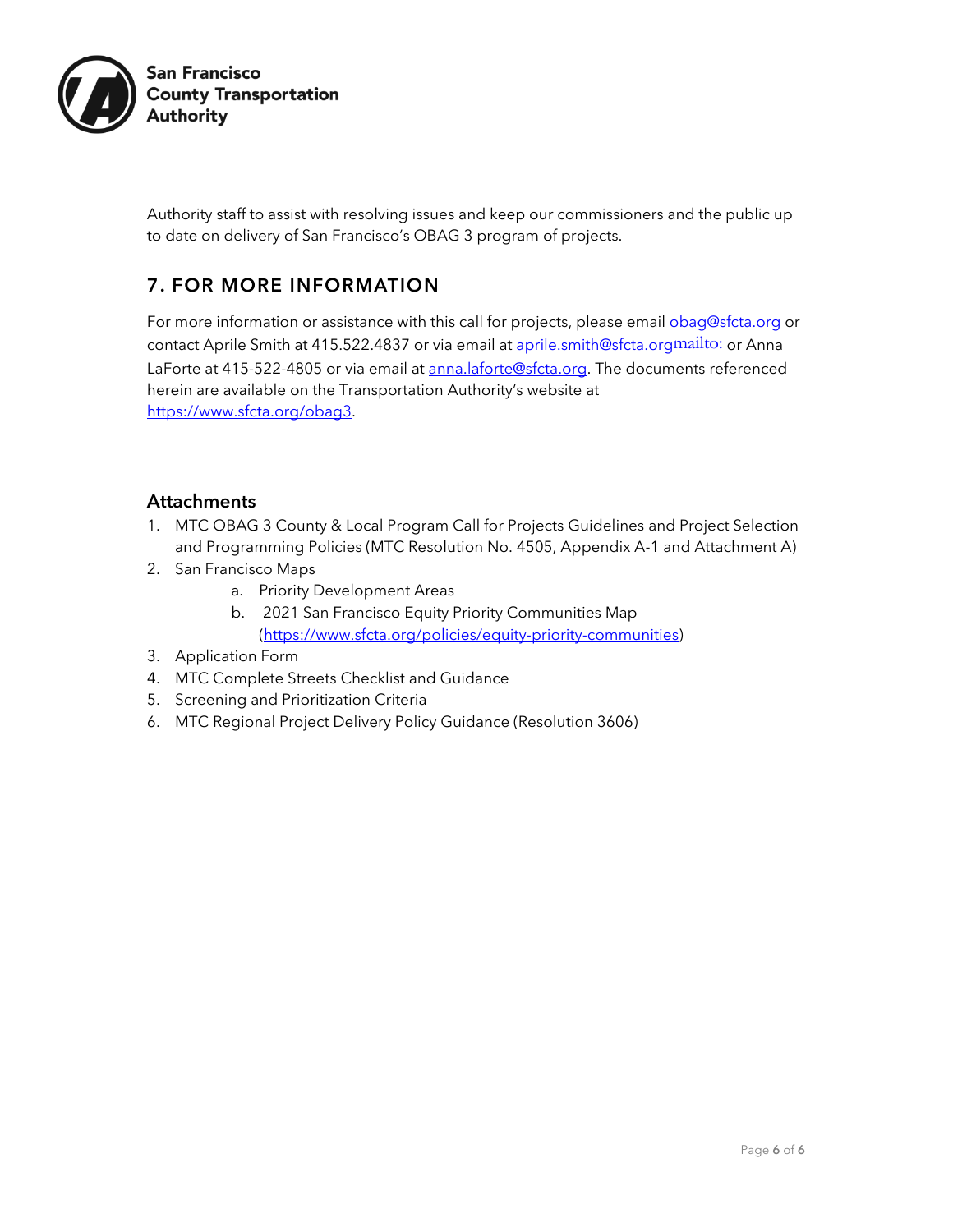Authority staff to assist with resolving issues and keep our commissioners and the public up to date on delivery of San Francisco's OBAG 3 program of projects.

## 7. FOR MORE INFORMATION

For more information or assistance with this call for projects, please email obag@sfcta.org or contact Aprile Smith at 415.522.4837 or via email at aprile.smith@sfcta.orgmailto: or Anna LaForte at 415-522-4805 or via email at anna.laforte@sfcta.org. The documents referenced herein are available on the Transportation Authority's website at https://www.sfcta.org/obag3.

### Attachments

1. MTC OBAG 3 County & Local Program Call for Projects Guidelines and Project Selection and Programming Policies (MTC Resolution No. 4505, Appendix A-1 and Attachment A)
2. San Francisco Maps
    a. Priority Development Areas
    b. 2021 San Francisco Equity Priority Communities Map (https://www.sfcta.org/policies/equity-priority-communities)
3. Application Form
4. MTC Complete Streets Checklist and Guidance
5. Screening and Prioritization Criteria
6. MTC Regional Project Delivery Policy Guidance (Resolution 3606)